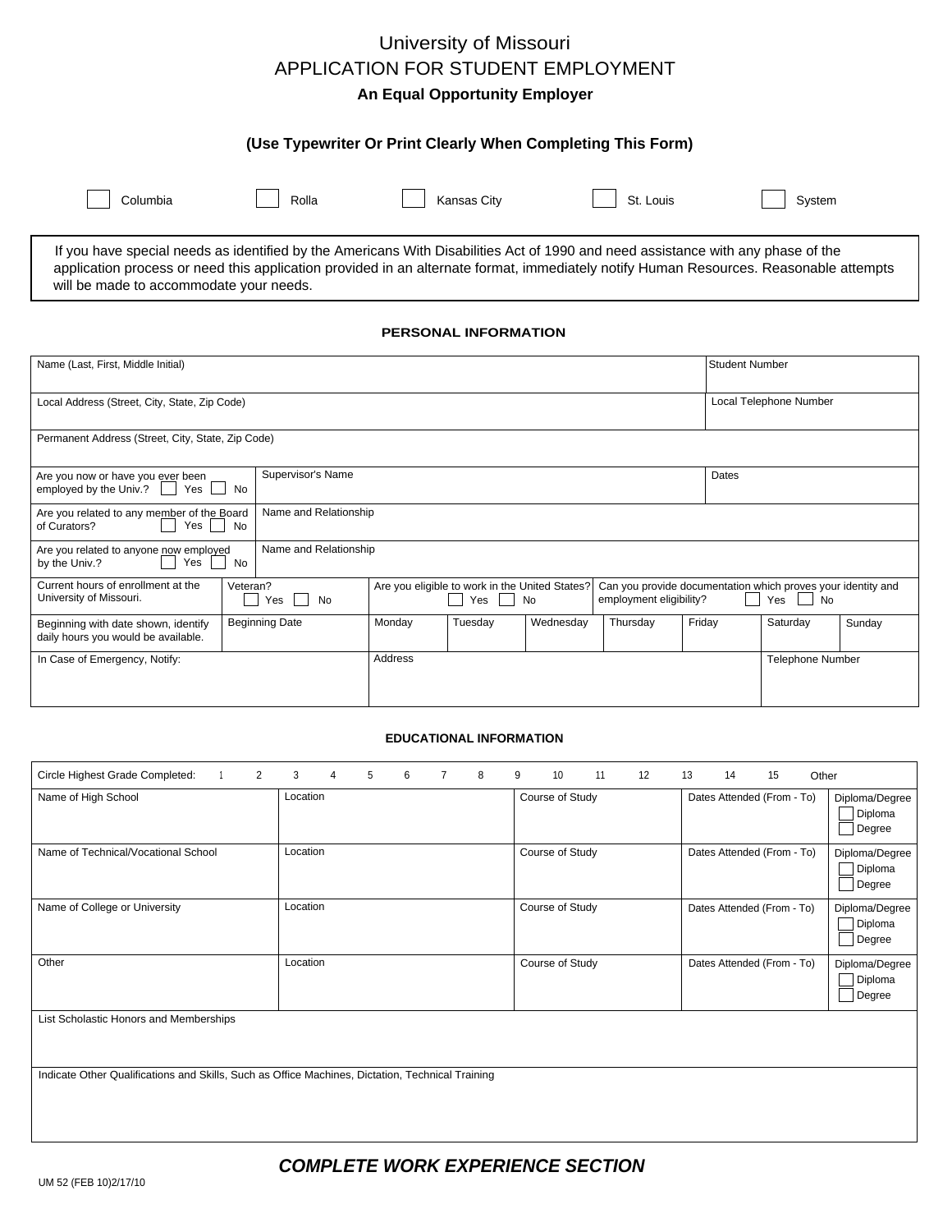# University of Missouri
# APPLICATION FOR STUDENT EMPLOYMENT

**An Equal Opportunity Employer**

**(Use Typewriter Or Print Clearly When Completing This Form)**

☐ Columbia ☐ Rolla ☐ Kansas City ☐ St. Louis ☐ System

If you have special needs as identified by the Americans With Disabilities Act of 1990 and need assistance with any phase of the application process or need this application provided in an alternate format, immediately notify Human Resources. Reasonable attempts will be made to accommodate your needs.

**PERSONAL INFORMATION**

| Name (Last, First, Middle Initial) | Student Number |
|---|---|
| Local Address (Street, City, State, Zip Code) | Local Telephone Number |
| Permanent Address (Street, City, State, Zip Code) | |

| Are you now or have you ever been employed by the Univ.? ☐ Yes ☐ No | Supervisor's Name | Dates |
|---|---|---|
| Are you related to any member of the Board of Curators? ☐ Yes ☐ No | Name and Relationship | |
| Are you related to anyone now employed by the Univ.? ☐ Yes ☐ No | Name and Relationship | |

| Current hours of enrollment at the University of Missouri. | Veteran? ☐ Yes ☐ No | Are you eligible to work in the United States? ☐ Yes ☐ No | Can you provide documentation which proves your identity and employment eligibility? ☐ Yes ☐ No |
|---|---|---|---|

| Beginning with date shown, identify daily hours you would be available. | Beginning Date | Monday | Tuesday | Wednesday | Thursday | Friday | Saturday | Sunday |
|---|---|---|---|---|---|---|---|---|

| In Case of Emergency, Notify: | Address | Telephone Number |
|---|---|---|

**EDUCATIONAL INFORMATION**

Circle Highest Grade Completed: 1 2 3 4 5 6 7 8 9 10 11 12 13 14 15 Other

| | Location | Course of Study | Dates Attended (From - To) | Diploma/Degree |
|---|---|---|---|---|
| Name of High School | Location | Course of Study | Dates Attended (From - To) | ☐ Diploma ☐ Degree |
| Name of Technical/Vocational School | Location | Course of Study | Dates Attended (From - To) | ☐ Diploma ☐ Degree |
| Name of College or University | Location | Course of Study | Dates Attended (From - To) | ☐ Diploma ☐ Degree |
| Other | Location | Course of Study | Dates Attended (From - To) | ☐ Diploma ☐ Degree |

List Scholastic Honors and Memberships

Indicate Other Qualifications and Skills, Such as Office Machines, Dictation, Technical Training

***COMPLETE WORK EXPERIENCE SECTION***

UM 52 (FEB 10)2/17/10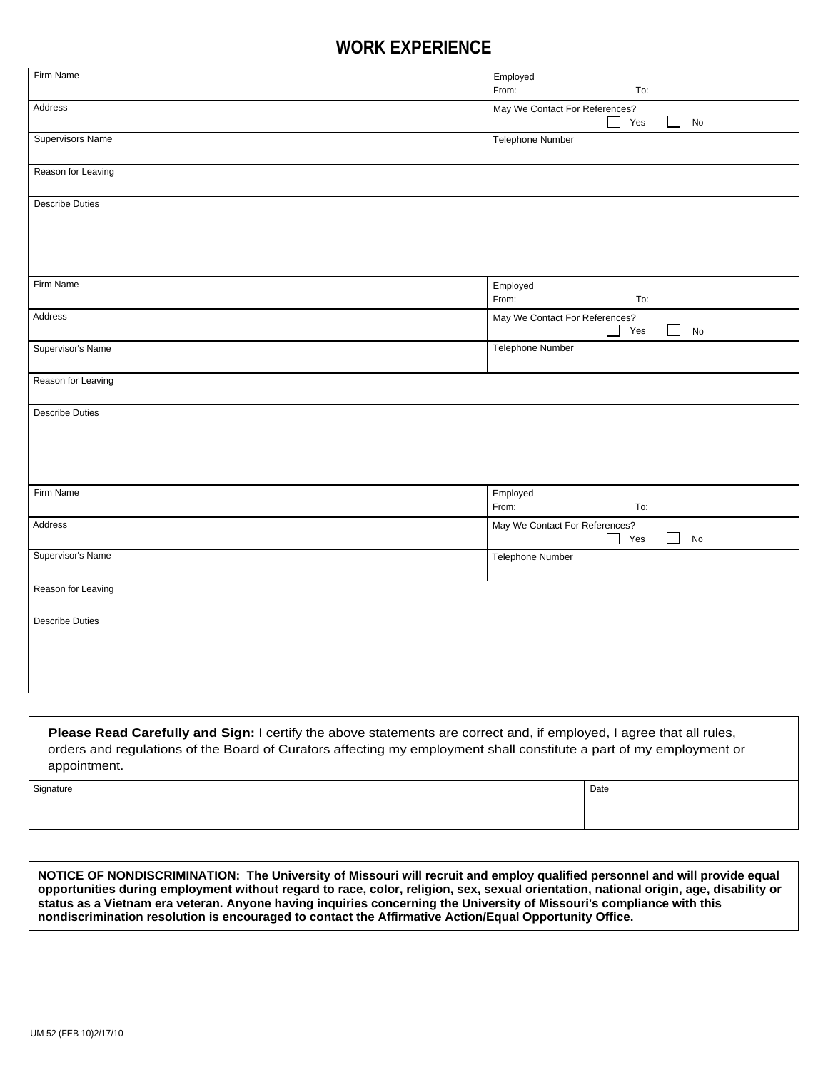# WORK EXPERIENCE

| | |
|---|---|
| Firm Name | Employed<br>From: To: |
| Address | May We Contact For References?<br>☐ Yes ☐ No |
| Supervisors Name | Telephone Number |
| Reason for Leaving | |
| Describe Duties | |

| | |
|---|---|
| Firm Name | Employed<br>From: To: |
| Address | May We Contact For References?<br>☐ Yes ☐ No |
| Supervisor's Name | Telephone Number |
| Reason for Leaving | |
| Describe Duties | |

| | |
|---|---|
| Firm Name | Employed<br>From: To: |
| Address | May We Contact For References?<br>☐ Yes ☐ No |
| Supervisor's Name | Telephone Number |
| Reason for Leaving | |
| Describe Duties | |

**Please Read Carefully and Sign:** I certify the above statements are correct and, if employed, I agree that all rules, orders and regulations of the Board of Curators affecting my employment shall constitute a part of my employment or appointment.

| | |
|---|---|
| Signature | Date |

**NOTICE OF NONDISCRIMINATION: The University of Missouri will recruit and employ qualified personnel and will provide equal opportunities during employment without regard to race, color, religion, sex, sexual orientation, national origin, age, disability or status as a Vietnam era veteran. Anyone having inquiries concerning the University of Missouri's compliance with this nondiscrimination resolution is encouraged to contact the Affirmative Action/Equal Opportunity Office.**

UM 52 (FEB 10)2/17/10